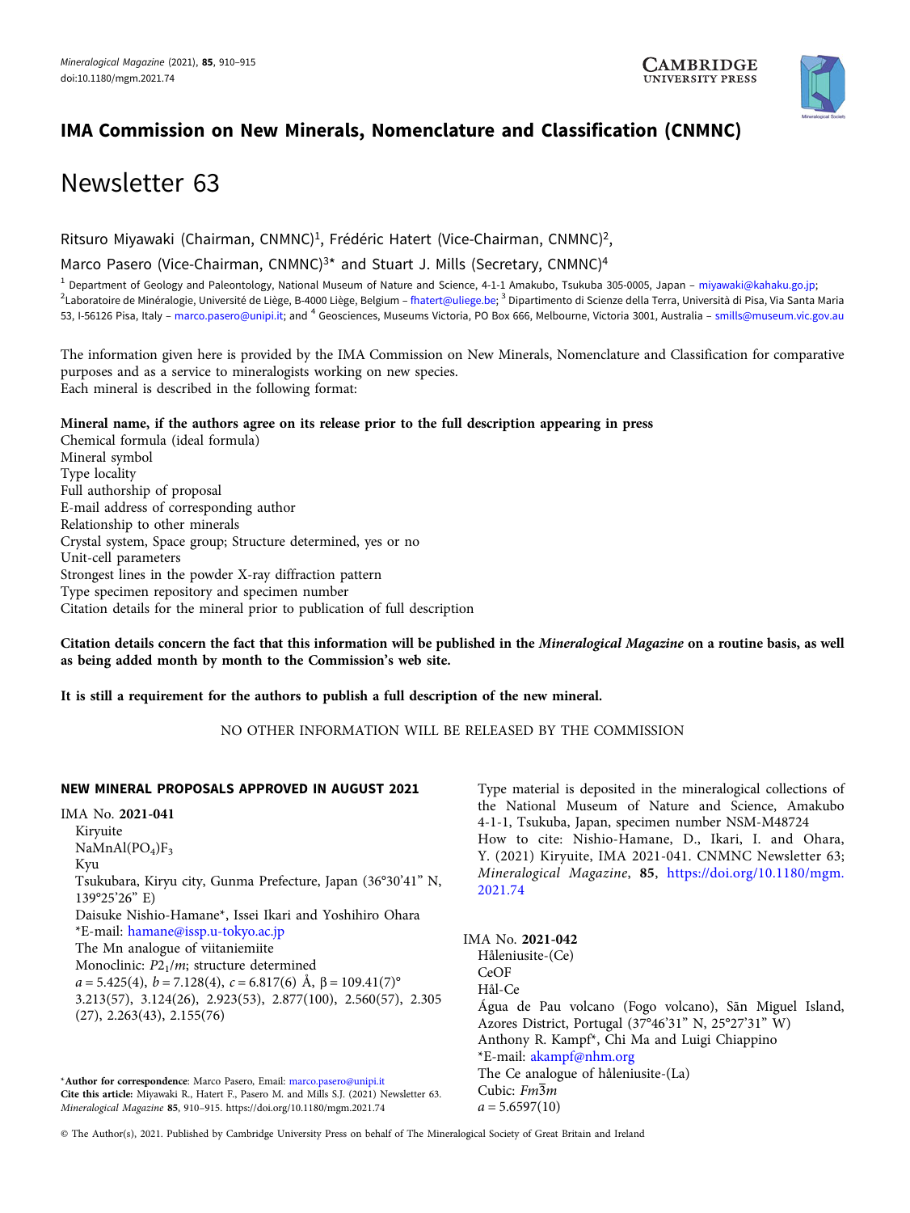## IMA Commission on New Minerals, Nomenclature and Classification (CNMNC)

# Newsletter 63

Ritsuro Miyawaki (Chairman, CNMNC)[1], Frédéric Hatert (Vice-Chairman, CNMNC)[2], Marco Pasero (Vice-Chairman, CNMNC)[3]* and Stuart J. Mills (Secretary, CNMNC)[4]

[1] Department of Geology and Paleontology, National Museum of Nature and Science, 4-1-1 Amakubo, Tsukuba 305-0005, Japan – miyawaki@kahaku.go.jp; [2]Laboratoire de Minéralogie, Université de Liège, B-4000 Liège, Belgium – fhatert@uliege.be; [3] Dipartimento di Scienze della Terra, Università di Pisa, Via Santa Maria 53, I-56126 Pisa, Italy – marco.pasero@unipi.it; and [4] Geosciences, Museums Victoria, PO Box 666, Melbourne, Victoria 3001, Australia – smills@museum.vic.gov.au

The information given here is provided by the IMA Commission on New Minerals, Nomenclature and Classification for comparative purposes and as a service to mineralogists working on new species.
Each mineral is described in the following format:

**Mineral name, if the authors agree on its release prior to the full description appearing in press**
Chemical formula (ideal formula)
Mineral symbol
Type locality
Full authorship of proposal
E-mail address of corresponding author
Relationship to other minerals
Crystal system, Space group; Structure determined, yes or no
Unit-cell parameters
Strongest lines in the powder X-ray diffraction pattern
Type specimen repository and specimen number
Citation details for the mineral prior to publication of full description

**Citation details concern the fact that this information will be published in the *Mineralogical Magazine* on a routine basis, as well as being added month by month to the Commission's web site.**

**It is still a requirement for the authors to publish a full description of the new mineral.**

NO OTHER INFORMATION WILL BE RELEASED BY THE COMMISSION

### NEW MINERAL PROPOSALS APPROVED IN AUGUST 2021

IMA No. **2021-041**
Kiryuite
$NaMnAl(PO_4)F_3$
Kyu
Tsukubara, Kiryu city, Gunma Prefecture, Japan (36°30'41" N, 139°25'26" E)
Daisuke Nishio-Hamane*, Issei Ikari and Yoshihiro Ohara
*E-mail: hamane@issp.u-tokyo.ac.jp
The Mn analogue of viitaniemiite
Monoclinic: $P2_1/m$; structure determined
$a$ = 5.425(4), $b$ = 7.128(4), $c$ = 6.817(6) Å, β = 109.41(7)°
3.213(57), 3.124(26), 2.923(53), 2.877(100), 2.560(57), 2.305 (27), 2.263(43), 2.155(76)
Type material is deposited in the mineralogical collections of the National Museum of Nature and Science, Amakubo 4-1-1, Tsukuba, Japan, specimen number NSM-M48724
How to cite: Nishio-Hamane, D., Ikari, I. and Ohara, Y. (2021) Kiryuite, IMA 2021-041. CNMNC Newsletter 63; *Mineralogical Magazine*, **85**, https://doi.org/10.1180/mgm.2021.74

IMA No. **2021-042**
Håleniusite-(Ce)
CeOF
Hål-Ce
Água de Pau volcano (Fogo volcano), Sãn Miguel Island, Azores District, Portugal (37°46'31" N, 25°27'31" W)
Anthony R. Kampf*, Chi Ma and Luigi Chiappino
*E-mail: akampf@nhm.org
The Ce analogue of håleniusite-(La)
Cubic: $Fm\bar{3}m$
$a$ = 5.6597(10)

*Author for correspondence: Marco Pasero, Email: marco.pasero@unipi.it
**Cite this article:** Miyawaki R., Hatert F., Pasero M. and Mills S.J. (2021) Newsletter 63. *Mineralogical Magazine* **85**, 910–915. https://doi.org/10.1180/mgm.2021.74

© The Author(s), 2021. Published by Cambridge University Press on behalf of The Mineralogical Society of Great Britain and Ireland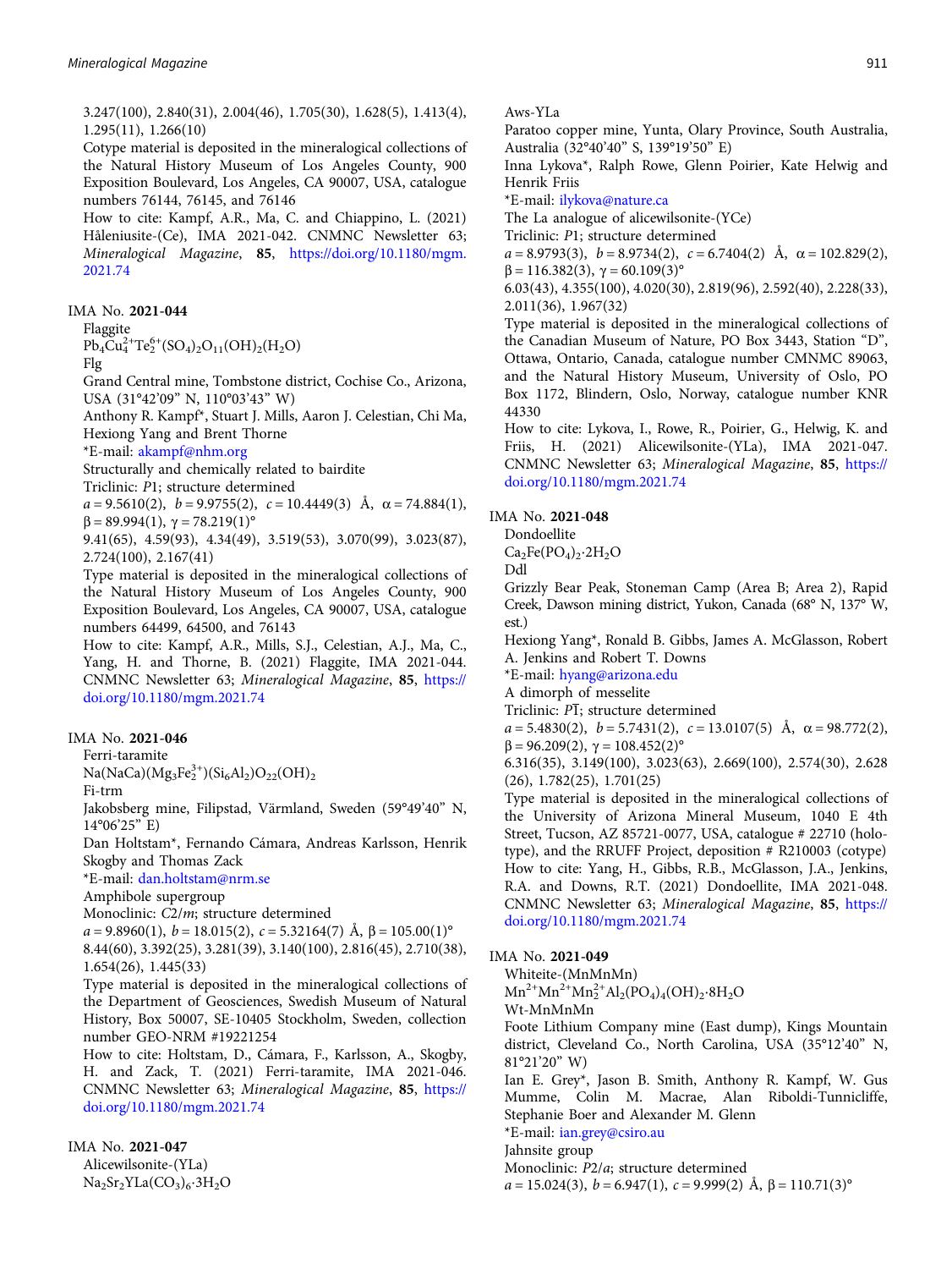3.247(100), 2.840(31), 2.004(46), 1.705(30), 1.628(5), 1.413(4), 1.295(11), 1.266(10)

Cotype material is deposited in the mineralogical collections of the Natural History Museum of Los Angeles County, 900 Exposition Boulevard, Los Angeles, CA 90007, USA, catalogue numbers 76144, 76145, and 76146

How to cite: Kampf, A.R., Ma, C. and Chiappino, L. (2021) Håleniusite-(Ce), IMA 2021-042. CNMNC Newsletter 63; *Mineralogical Magazine*, **85**, https://doi.org/10.1180/mgm.2021.74

### IMA No. **2021-044**

Flaggite

$Pb_4Cu^{2+}_4Te^{6+}_2(SO_4)_2O_{11}(OH)_2(H_2O)$

Flg

Grand Central mine, Tombstone district, Cochise Co., Arizona, USA (31°42'09" N, 110°03'43" W)

Anthony R. Kampf*, Stuart J. Mills, Aaron J. Celestian, Chi Ma, Hexiong Yang and Brent Thorne

*E-mail: akampf@nhm.org

Structurally and chemically related to bairdite

Triclinic: *P*1; structure determined

$a$ = 9.5610(2), $b$ = 9.9755(2), $c$ = 10.4449(3) Å, α = 74.884(1), β = 89.994(1), γ = 78.219(1)°

9.41(65), 4.59(93), 4.34(49), 3.519(53), 3.070(99), 3.023(87), 2.724(100), 2.167(41)

Type material is deposited in the mineralogical collections of the Natural History Museum of Los Angeles County, 900 Exposition Boulevard, Los Angeles, CA 90007, USA, catalogue numbers 64499, 64500, and 76143

How to cite: Kampf, A.R., Mills, S.J., Celestian, A.J., Ma, C., Yang, H. and Thorne, B. (2021) Flaggite, IMA 2021-044. CNMNC Newsletter 63; *Mineralogical Magazine*, **85**, https://doi.org/10.1180/mgm.2021.74

### IMA No. **2021-046**

Ferri-taramite

$Na(NaCa)(Mg_3Fe^{3+}_2)(Si_6Al_2)O_{22}(OH)_2$

Fi-trm

Jakobsberg mine, Filipstad, Värmland, Sweden (59°49'40" N, 14°06'25" E)

Dan Holtstam*, Fernando Cámara, Andreas Karlsson, Henrik Skogby and Thomas Zack

*E-mail: dan.holtstam@nrm.se

Amphibole supergroup

Monoclinic: *C*2/*m*; structure determined

$a$ = 9.8960(1), $b$ = 18.015(2), $c$ = 5.32164(7) Å, β = 105.00(1)°

8.44(60), 3.392(25), 3.281(39), 3.140(100), 2.816(45), 2.710(38), 1.654(26), 1.445(33)

Type material is deposited in the mineralogical collections of the Department of Geosciences, Swedish Museum of Natural History, Box 50007, SE-10405 Stockholm, Sweden, collection number GEO-NRM #19221254

How to cite: Holtstam, D., Cámara, F., Karlsson, A., Skogby, H. and Zack, T. (2021) Ferri-taramite, IMA 2021-046. CNMNC Newsletter 63; *Mineralogical Magazine*, **85**, https://doi.org/10.1180/mgm.2021.74

### IMA No. **2021-047**

Alicewilsonite-(YLa)

$Na_2Sr_2YLa(CO_3)_6{\cdot}3H_2O$

Aws-YLa

Paratoo copper mine, Yunta, Olary Province, South Australia, Australia (32°40'40" S, 139°19'50" E)

Inna Lykova*, Ralph Rowe, Glenn Poirier, Kate Helwig and Henrik Friis

*E-mail: ilykova@nature.ca

The La analogue of alicewilsonite-(YCe)

Triclinic: *P*1; structure determined

$a$ = 8.9793(3), $b$ = 8.9734(2), $c$ = 6.7404(2) Å, α = 102.829(2), β = 116.382(3), γ = 60.109(3)°

6.03(43), 4.355(100), 4.020(30), 2.819(96), 2.592(40), 2.228(33), 2.011(36), 1.967(32)

Type material is deposited in the mineralogical collections of the Canadian Museum of Nature, PO Box 3443, Station "D", Ottawa, Ontario, Canada, catalogue number CMNMC 89063, and the Natural History Museum, University of Oslo, PO Box 1172, Blindern, Oslo, Norway, catalogue number KNR 44330

How to cite: Lykova, I., Rowe, R., Poirier, G., Helwig, K. and Friis, H. (2021) Alicewilsonite-(YLa), IMA 2021-047. CNMNC Newsletter 63; *Mineralogical Magazine*, **85**, https://doi.org/10.1180/mgm.2021.74

### IMA No. **2021-048**

Dondoellite

$Ca_2Fe(PO_4)_2{\cdot}2H_2O$

Ddl

Grizzly Bear Peak, Stoneman Camp (Area B; Area 2), Rapid Creek, Dawson mining district, Yukon, Canada (68° N, 137° W, est.)

Hexiong Yang*, Ronald B. Gibbs, James A. McGlasson, Robert A. Jenkins and Robert T. Downs

*E-mail: hyang@arizona.edu

A dimorph of messelite

Triclinic: $P\bar{1}$; structure determined

$a$ = 5.4830(2), $b$ = 5.7431(2), $c$ = 13.0107(5) Å, α = 98.772(2), β = 96.209(2), γ = 108.452(2)°

6.316(35), 3.149(100), 3.023(63), 2.669(100), 2.574(30), 2.628 (26), 1.782(25), 1.701(25)

Type material is deposited in the mineralogical collections of the University of Arizona Mineral Museum, 1040 E 4th Street, Tucson, AZ 85721-0077, USA, catalogue # 22710 (holotype), and the RRUFF Project, deposition # R210003 (cotype)

How to cite: Yang, H., Gibbs, R.B., McGlasson, J.A., Jenkins, R.A. and Downs, R.T. (2021) Dondoellite, IMA 2021-048. CNMNC Newsletter 63; *Mineralogical Magazine*, **85**, https://doi.org/10.1180/mgm.2021.74

### IMA No. **2021-049**

Whiteite-(MnMnMn)

$Mn^{2+}Mn^{2+}Mn^{2+}_2Al_2(PO_4)_4(OH)_2{\cdot}8H_2O$

Wt-MnMnMn

Foote Lithium Company mine (East dump), Kings Mountain district, Cleveland Co., North Carolina, USA (35°12'40" N, 81°21'20" W)

Ian E. Grey*, Jason B. Smith, Anthony R. Kampf, W. Gus Mumme, Colin M. Macrae, Alan Riboldi-Tunnicliffe, Stephanie Boer and Alexander M. Glenn

*E-mail: ian.grey@csiro.au

Jahnsite group

Monoclinic: *P*2/*a*; structure determined

$a$ = 15.024(3), $b$ = 6.947(1), $c$ = 9.999(2) Å, β = 110.71(3)°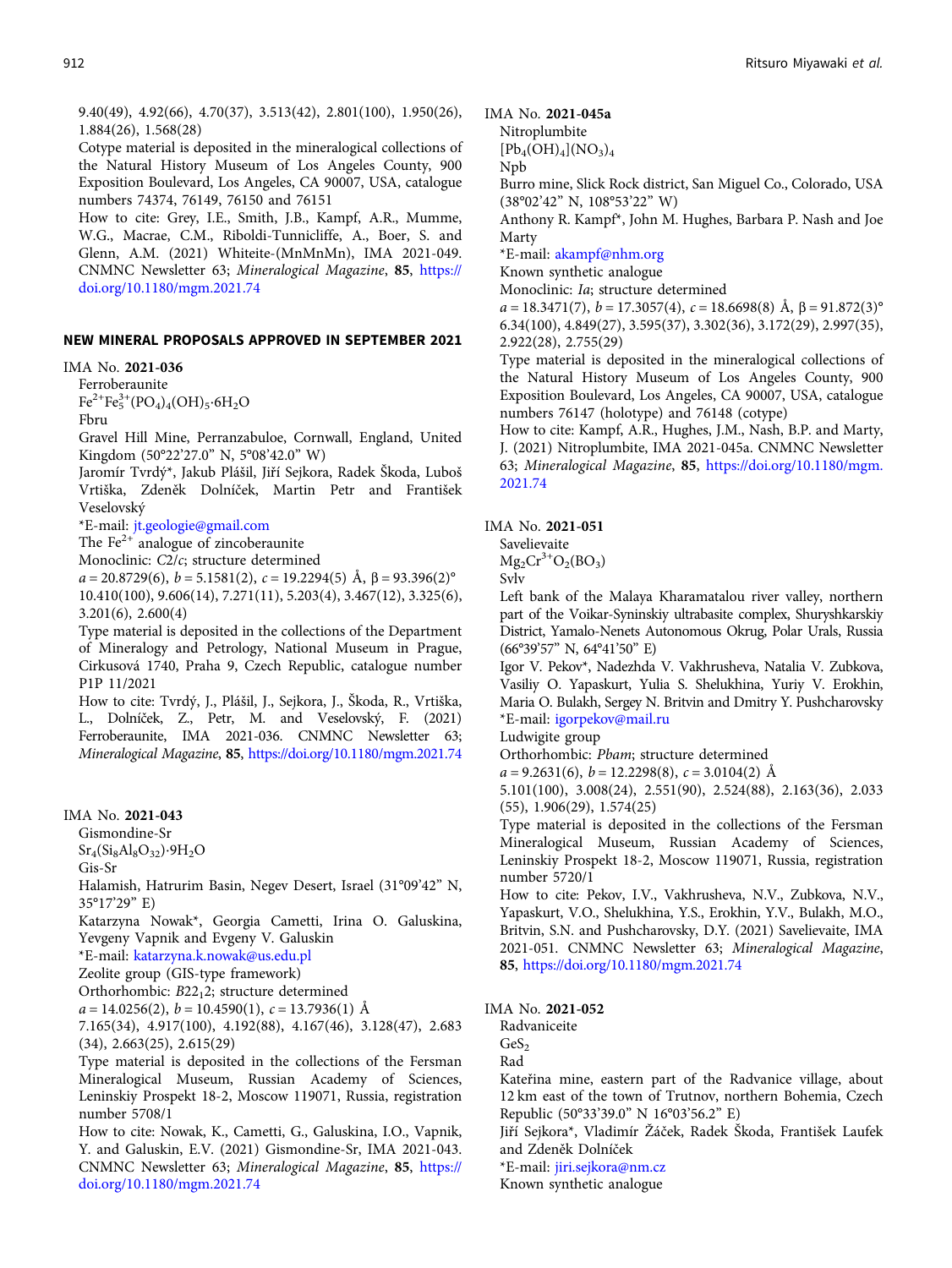9.40(49), 4.92(66), 4.70(37), 3.513(42), 2.801(100), 1.950(26), 1.884(26), 1.568(28)

Cotype material is deposited in the mineralogical collections of the Natural History Museum of Los Angeles County, 900 Exposition Boulevard, Los Angeles, CA 90007, USA, catalogue numbers 74374, 76149, 76150 and 76151

How to cite: Grey, I.E., Smith, J.B., Kampf, A.R., Mumme, W.G., Macrae, C.M., Riboldi-Tunnicliffe, A., Boer, S. and Glenn, A.M. (2021) Whiteite-(MnMnMn), IMA 2021-049. CNMNC Newsletter 63; *Mineralogical Magazine*, **85**, https://doi.org/10.1180/mgm.2021.74

## NEW MINERAL PROPOSALS APPROVED IN SEPTEMBER 2021

IMA No. **2021-036**

Ferroberaunite

$Fe^{2+}Fe^{3+}_5(PO_4)_4(OH)_5{\cdot}6H_2O$

Fbru

Gravel Hill Mine, Perranzabuloe, Cornwall, England, United Kingdom (50°22'27.0" N, 5°08'42.0" W)

Jaromír Tvrdý*, Jakub Plášil, Jiří Sejkora, Radek Škoda, Luboš Vrtiška, Zdeněk Dolníček, Martin Petr and František Veselovský

*E-mail: jt.geologie@gmail.com

The $Fe^{2+}$ analogue of zincoberaunite

Monoclinic: *C*2/*c*; structure determined

*a* = 20.8729(6), *b* = 5.1581(2), *c* = 19.2294(5) Å, β = 93.396(2)°

10.410(100), 9.606(14), 7.271(11), 5.203(4), 3.467(12), 3.325(6), 3.201(6), 2.600(4)

Type material is deposited in the collections of the Department of Mineralogy and Petrology, National Museum in Prague, Cirkusová 1740, Praha 9, Czech Republic, catalogue number P1P 11/2021

How to cite: Tvrdý, J., Plášil, J., Sejkora, J., Škoda, R., Vrtiška, L., Dolníček, Z., Petr, M. and Veselovský, F. (2021) Ferroberaunite, IMA 2021-036. CNMNC Newsletter 63; *Mineralogical Magazine*, **85**, https://doi.org/10.1180/mgm.2021.74

IMA No. **2021-043**

Gismondine-Sr

$Sr_4(Si_8Al_8O_{32}){\cdot}9H_2O$

Gis-Sr

Halamish, Hatrurim Basin, Negev Desert, Israel (31°09'42" N, 35°17'29" E)

Katarzyna Nowak*, Georgia Cametti, Irina O. Galuskina, Yevgeny Vapnik and Evgeny V. Galuskin

*E-mail: katarzyna.k.nowak@us.edu.pl

Zeolite group (GIS-type framework)

Orthorhombic: $B22_12$; structure determined

*a* = 14.0256(2), *b* = 10.4590(1), *c* = 13.7936(1) Å

7.165(34), 4.917(100), 4.192(88), 4.167(46), 3.128(47), 2.683 (34), 2.663(25), 2.615(29)

Type material is deposited in the collections of the Fersman Mineralogical Museum, Russian Academy of Sciences, Leninskiy Prospekt 18-2, Moscow 119071, Russia, registration number 5708/1

How to cite: Nowak, K., Cametti, G., Galuskina, I.O., Vapnik, Y. and Galuskin, E.V. (2021) Gismondine-Sr, IMA 2021-043. CNMNC Newsletter 63; *Mineralogical Magazine*, **85**, https://doi.org/10.1180/mgm.2021.74

IMA No. **2021-045a**

Nitroplumbite

$[Pb_4(OH)_4](NO_3)_4$

Npb

Burro mine, Slick Rock district, San Miguel Co., Colorado, USA (38°02'42" N, 108°53'22" W)

Anthony R. Kampf*, John M. Hughes, Barbara P. Nash and Joe Marty

*E-mail: akampf@nhm.org

Known synthetic analogue

Monoclinic: *Ia*; structure determined

*a* = 18.3471(7), *b* = 17.3057(4), *c* = 18.6698(8) Å, β = 91.872(3)°

6.34(100), 4.849(27), 3.595(37), 3.302(36), 3.172(29), 2.997(35), 2.922(28), 2.755(29)

Type material is deposited in the mineralogical collections of the Natural History Museum of Los Angeles County, 900 Exposition Boulevard, Los Angeles, CA 90007, USA, catalogue numbers 76147 (holotype) and 76148 (cotype)

How to cite: Kampf, A.R., Hughes, J.M., Nash, B.P. and Marty, J. (2021) Nitroplumbite, IMA 2021-045a. CNMNC Newsletter 63; *Mineralogical Magazine*, **85**, https://doi.org/10.1180/mgm.2021.74

IMA No. **2021-051**

Savelievaite

$Mg_2Cr^{3+}O_2(BO_3)$

Svlv

Left bank of the Malaya Kharamatalou river valley, northern part of the Voikar-Syninskiy ultrabasite complex, Shuryshkarskiy District, Yamalo-Nenets Autonomous Okrug, Polar Urals, Russia (66°39'57" N, 64°41'50" E)

Igor V. Pekov*, Nadezhda V. Vakhrusheva, Natalia V. Zubkova, Vasiliy O. Yapaskurt, Yulia S. Shelukhina, Yuriy V. Erokhin, Maria O. Bulakh, Sergey N. Britvin and Dmitry Y. Pushcharovsky

*E-mail: igorpekov@mail.ru

Ludwigite group

Orthorhombic: *Pbam*; structure determined

*a* = 9.2631(6), *b* = 12.2298(8), *c* = 3.0104(2) Å

5.101(100), 3.008(24), 2.551(90), 2.524(88), 2.163(36), 2.033 (55), 1.906(29), 1.574(25)

Type material is deposited in the collections of the Fersman Mineralogical Museum, Russian Academy of Sciences, Leninskiy Prospekt 18-2, Moscow 119071, Russia, registration number 5720/1

How to cite: Pekov, I.V., Vakhrusheva, N.V., Zubkova, N.V., Yapaskurt, V.O., Shelukhina, Y.S., Erokhin, Y.V., Bulakh, M.O., Britvin, S.N. and Pushcharovsky, D.Y. (2021) Savelievaite, IMA 2021-051. CNMNC Newsletter 63; *Mineralogical Magazine*, **85**, https://doi.org/10.1180/mgm.2021.74

IMA No. **2021-052**

Radvaniceite

$GeS_2$

Rad

Kateřina mine, eastern part of the Radvanice village, about 12 km east of the town of Trutnov, northern Bohemia, Czech Republic (50°33'39.0" N 16°03'56.2" E)

Jiří Sejkora*, Vladimír Žáček, Radek Škoda, František Laufek and Zdeněk Dolníček

*E-mail: jiri.sejkora@nm.cz

Known synthetic analogue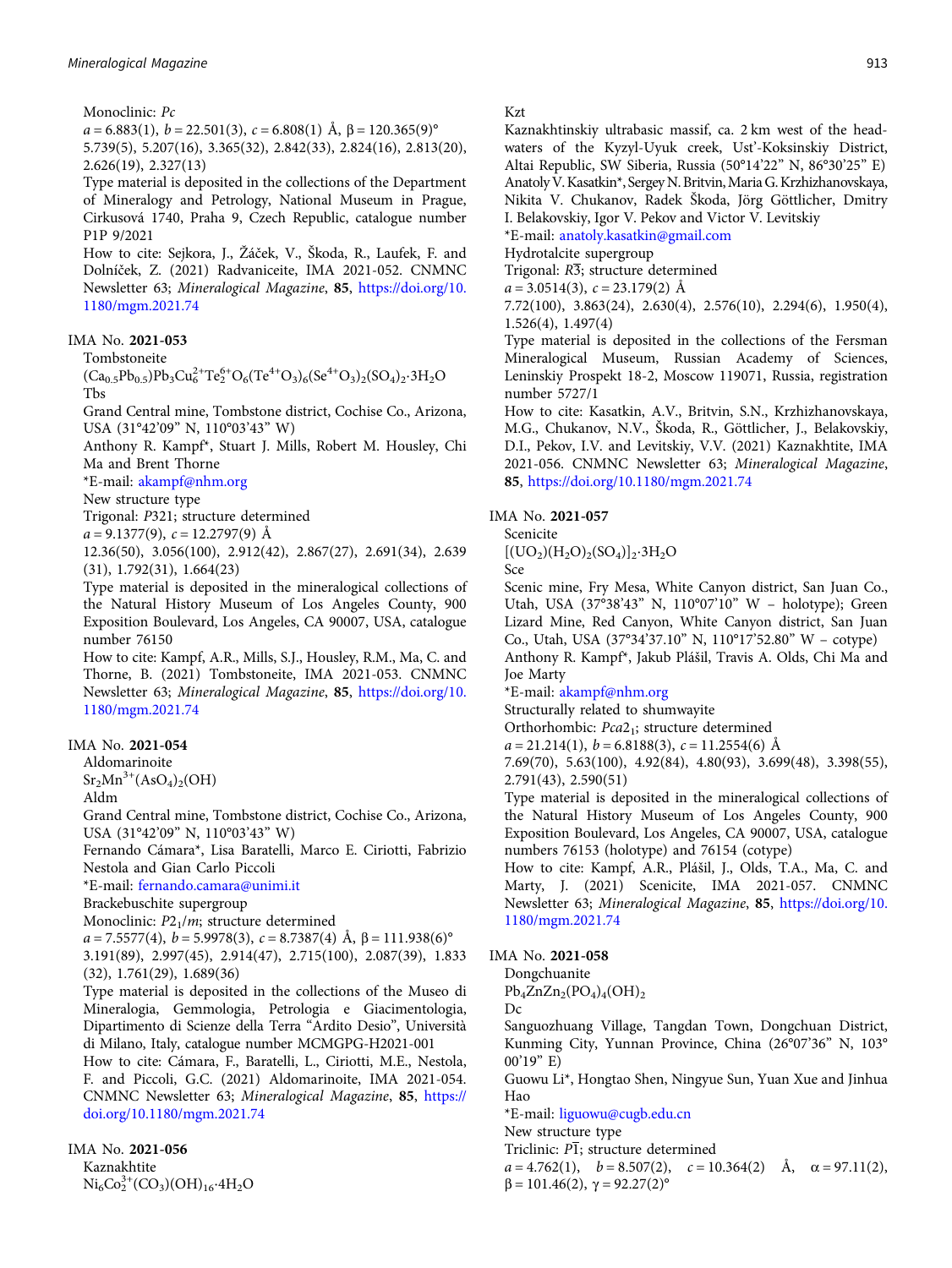Monoclinic: *Pc*

$a$ = 6.883(1), $b$ = 22.501(3), $c$ = 6.808(1) Å, β = 120.365(9)°

5.739(5), 5.207(16), 3.365(32), 2.842(33), 2.824(16), 2.813(20), 2.626(19), 2.327(13)

Type material is deposited in the collections of the Department of Mineralogy and Petrology, National Museum in Prague, Cirkusová 1740, Praha 9, Czech Republic, catalogue number P1P 9/2021

How to cite: Sejkora, J., Žáček, V., Škoda, R., Laufek, F. and Dolníček, Z. (2021) Radvaniceite, IMA 2021-052. CNMNC Newsletter 63; *Mineralogical Magazine*, **85**, https://doi.org/10.1180/mgm.2021.74

IMA No. **2021-053**

Tombstoneite

$(Ca_{0.5}Pb_{0.5})Pb_3Cu_6^{2+}Te_2^{6+}O_6(Te^{4+}O_3)_6(Se^{4+}O_3)_2(SO_4)_2·3H_2O$

Tbs

Grand Central mine, Tombstone district, Cochise Co., Arizona, USA (31°42'09" N, 110°03'43" W)

Anthony R. Kampf*, Stuart J. Mills, Robert M. Housley, Chi Ma and Brent Thorne

*E-mail: akampf@nhm.org

New structure type

Trigonal: *P*321; structure determined

$a$ = 9.1377(9), $c$ = 12.2797(9) Å

12.36(50), 3.056(100), 2.912(42), 2.867(27), 2.691(34), 2.639 (31), 1.792(31), 1.664(23)

Type material is deposited in the mineralogical collections of the Natural History Museum of Los Angeles County, 900 Exposition Boulevard, Los Angeles, CA 90007, USA, catalogue number 76150

How to cite: Kampf, A.R., Mills, S.J., Housley, R.M., Ma, C. and Thorne, B. (2021) Tombstoneite, IMA 2021-053. CNMNC Newsletter 63; *Mineralogical Magazine*, **85**, https://doi.org/10.1180/mgm.2021.74

IMA No. **2021-054**

Aldomarinoite

$Sr_2Mn^{3+}(AsO_4)_2(OH)$

Aldm

Grand Central mine, Tombstone district, Cochise Co., Arizona, USA (31°42'09" N, 110°03'43" W)

Fernando Cámara*, Lisa Baratelli, Marco E. Ciriotti, Fabrizio Nestola and Gian Carlo Piccoli

*E-mail: fernando.camara@unimi.it

Brackebuschite supergroup

Monoclinic: $P2_1/m$; structure determined

$a$ = 7.5577(4), $b$ = 5.9978(3), $c$ = 8.7387(4) Å, β = 111.938(6)°

3.191(89), 2.997(45), 2.914(47), 2.715(100), 2.087(39), 1.833 (32), 1.761(29), 1.689(36)

Type material is deposited in the collections of the Museo di Mineralogia, Gemmologia, Petrologia e Giacimentologia, Dipartimento di Scienze della Terra "Ardito Desio", Università di Milano, Italy, catalogue number MCMGPG-H2021-001

How to cite: Cámara, F., Baratelli, L., Ciriotti, M.E., Nestola, F. and Piccoli, G.C. (2021) Aldomarinoite, IMA 2021-054. CNMNC Newsletter 63; *Mineralogical Magazine*, **85**, https://doi.org/10.1180/mgm.2021.74

IMA No. **2021-056**

Kaznakhtite

$Ni_6Co_2^{3+}(CO_3)(OH)_{16}·4H_2O$

Kzt

Kaznakhtinskiy ultrabasic massif, ca. 2 km west of the headwaters of the Kyzyl-Uyuk creek, Ust'-Koksinskiy District, Altai Republic, SW Siberia, Russia (50°14'22" N, 86°30'25" E)

Anatoly V. Kasatkin*, Sergey N. Britvin, Maria G. Krzhizhanovskaya, Nikita V. Chukanov, Radek Škoda, Jörg Göttlicher, Dmitry I. Belakovskiy, Igor V. Pekov and Victor V. Levitskiy

*E-mail: anatoly.kasatkin@gmail.com

Hydrotalcite supergroup

Trigonal: $R\bar{3}$; structure determined

$a$ = 3.0514(3), $c$ = 23.179(2) Å

7.72(100), 3.863(24), 2.630(4), 2.576(10), 2.294(6), 1.950(4), 1.526(4), 1.497(4)

Type material is deposited in the collections of the Fersman Mineralogical Museum, Russian Academy of Sciences, Leninskiy Prospekt 18-2, Moscow 119071, Russia, registration number 5727/1

How to cite: Kasatkin, A.V., Britvin, S.N., Krzhizhanovskaya, M.G., Chukanov, N.V., Škoda, R., Göttlicher, J., Belakovskiy, D.I., Pekov, I.V. and Levitskiy, V.V. (2021) Kaznakhtite, IMA 2021-056. CNMNC Newsletter 63; *Mineralogical Magazine*, **85**, https://doi.org/10.1180/mgm.2021.74

IMA No. **2021-057**

Scenicite

$[(UO_2)(H_2O)_2(SO_4)]_2·3H_2O$

Sce

Scenic mine, Fry Mesa, White Canyon district, San Juan Co., Utah, USA (37°38'43" N, 110°07'10" W – holotype); Green Lizard Mine, Red Canyon, White Canyon district, San Juan Co., Utah, USA (37°34'37.10" N, 110°17'52.80" W – cotype)

Anthony R. Kampf*, Jakub Plášil, Travis A. Olds, Chi Ma and Joe Marty

*E-mail: akampf@nhm.org

Structurally related to shumwayite

Orthorhombic: $Pca2_1$; structure determined

$a$ = 21.214(1), $b$ = 6.8188(3), $c$ = 11.2554(6) Å

7.69(70), 5.63(100), 4.92(84), 4.80(93), 3.699(48), 3.398(55), 2.791(43), 2.590(51)

Type material is deposited in the mineralogical collections of the Natural History Museum of Los Angeles County, 900 Exposition Boulevard, Los Angeles, CA 90007, USA, catalogue numbers 76153 (holotype) and 76154 (cotype)

How to cite: Kampf, A.R., Plášil, J., Olds, T.A., Ma, C. and Marty, J. (2021) Scenicite, IMA 2021-057. CNMNC Newsletter 63; *Mineralogical Magazine*, **85**, https://doi.org/10.1180/mgm.2021.74

IMA No. **2021-058**

Dongchuanite

$Pb_4ZnZn_2(PO_4)_4(OH)_2$

Dc

Sanguozhuang Village, Tangdan Town, Dongchuan District, Kunming City, Yunnan Province, China (26°07'36" N, 103°00'19" E)

Guowu Li*, Hongtao Shen, Ningyue Sun, Yuan Xue and Jinhua Hao

*E-mail: liguowu@cugb.edu.cn

New structure type

Triclinic: $P\bar{1}$; structure determined

$a$ = 4.762(1), $b$ = 8.507(2), $c$ = 10.364(2) Å, α = 97.11(2), β = 101.46(2), γ = 92.27(2)°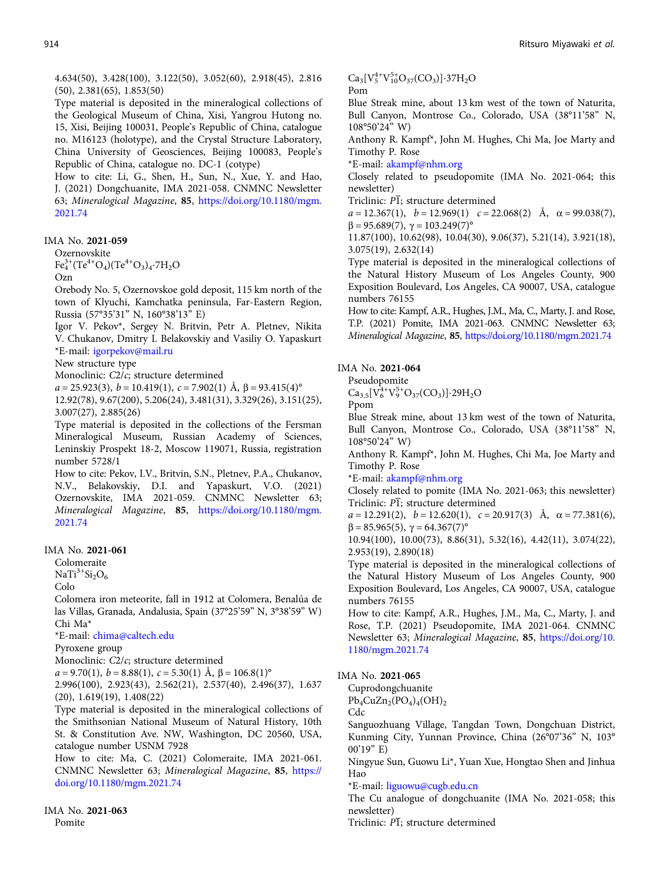4.634(50), 3.428(100), 3.122(50), 3.052(60), 2.918(45), 2.816 (50), 2.381(65), 1.853(50)

Type material is deposited in the mineralogical collections of the Geological Museum of China, Xisi, Yangrou Hutong no. 15, Xisi, Beijing 100031, People's Republic of China, catalogue no. M16123 (holotype), and the Crystal Structure Laboratory, China University of Geosciences, Beijing 100083, People's Republic of China, catalogue no. DC-1 (cotype)

How to cite: Li, G., Shen, H., Sun, N., Xue, Y. and Hao, J. (2021) Dongchuanite, IMA 2021-058. CNMNC Newsletter 63; *Mineralogical Magazine*, **85**, https://doi.org/10.1180/mgm.2021.74

IMA No. **2021-059**

Ozernovskite

$Fe^{3+}_4(Te^{4+}O_4)(Te^{4+}O_3)_4{\cdot}7H_2O$

Ozn

Orebody No. 5, Ozernovskoe gold deposit, 115 km north of the town of Klyuchi, Kamchatka peninsula, Far-Eastern Region, Russia (57°35'31" N, 160°38'13" E)

Igor V. Pekov*, Sergey N. Britvin, Petr A. Pletnev, Nikita V. Chukanov, Dmitry I. Belakovskiy and Vasiliy O. Yapaskurt

*E-mail: igorpekov@mail.ru

New structure type

Monoclinic: *C*2/*c*; structure determined

*a* = 25.923(3), *b* = 10.419(1), *c* = 7.902(1) Å, β = 93.415(4)°

12.92(78), 9.67(200), 5.206(24), 3.481(31), 3.329(26), 3.151(25), 3.007(27), 2.885(26)

Type material is deposited in the collections of the Fersman Mineralogical Museum, Russian Academy of Sciences, Leninskiy Prospekt 18-2, Moscow 119071, Russia, registration number 5728/1

How to cite: Pekov, I.V., Britvin, S.N., Pletnev, P.A., Chukanov, N.V., Belakovskiy, D.I. and Yapaskurt, V.O. (2021) Ozernovskite, IMA 2021-059. CNMNC Newsletter 63; *Mineralogical Magazine*, **85**, https://doi.org/10.1180/mgm.2021.74

IMA No. **2021-061**

Colomeraite

$NaTi^{3+}Si_2O_6$

Colo

Colomera iron meteorite, fall in 1912 at Colomera, Benalúa de las Villas, Granada, Andalusia, Spain (37°25'59" N, 3°38'59" W)

Chi Ma*

*E-mail: chima@caltech.edu

Pyroxene group

Monoclinic: *C*2/*c*; structure determined

*a* = 9.70(1), *b* = 8.88(1), *c* = 5.30(1) Å, β = 106.8(1)°

2.996(100), 2.923(43), 2.562(21), 2.537(40), 2.496(37), 1.637 (20), 1.619(19), 1.408(22)

Type material is deposited in the mineralogical collections of the Smithsonian National Museum of Natural History, 10th St. & Constitution Ave. NW, Washington, DC 20560, USA, catalogue number USNM 7928

How to cite: Ma, C. (2021) Colomeraite, IMA 2021-061. CNMNC Newsletter 63; *Mineralogical Magazine*, **85**, https://doi.org/10.1180/mgm.2021.74

IMA No. **2021-063**

Pomite

$Ca_3[V^{4+}_5V^{5+}_{10}O_{37}(CO_3)]{\cdot}37H_2O$

Pom

Blue Streak mine, about 13 km west of the town of Naturita, Bull Canyon, Montrose Co., Colorado, USA (38°11'58" N, 108°50'24" W)

Anthony R. Kampf*, John M. Hughes, Chi Ma, Joe Marty and Timothy P. Rose

*E-mail: akampf@nhm.org

Closely related to pseudopomite (IMA No. 2021-064; this newsletter)

Triclinic: $P\bar{1}$; structure determined

*a* = 12.367(1), *b* = 12.969(1) *c* = 22.068(2) Å, α = 99.038(7), β = 95.689(7), γ = 103.249(7)°

11.87(100), 10.62(98), 10.04(30), 9.06(37), 5.21(14), 3.921(18), 3.075(19), 2.632(14)

Type material is deposited in the mineralogical collections of the Natural History Museum of Los Angeles County, 900 Exposition Boulevard, Los Angeles, CA 90007, USA, catalogue numbers 76155

How to cite: Kampf, A.R., Hughes, J.M., Ma, C., Marty, J. and Rose, T.P. (2021) Pomite, IMA 2021-063. CNMNC Newsletter 63; *Mineralogical Magazine*, **85**, https://doi.org/10.1180/mgm.2021.74

IMA No. **2021-064**

Pseudopomite

$Ca_{3.5}[V^{4+}_6V^{5+}_9O_{37}(CO_3)]{\cdot}29H_2O$

Ppom

Blue Streak mine, about 13 km west of the town of Naturita, Bull Canyon, Montrose Co., Colorado, USA (38°11'58" N, 108°50'24" W)

Anthony R. Kampf*, John M. Hughes, Chi Ma, Joe Marty and Timothy P. Rose

*E-mail: akampf@nhm.org

Closely related to pomite (IMA No. 2021-063; this newsletter)

Triclinic: $P\bar{1}$; structure determined

*a* = 12.291(2), *b* = 12.620(1), *c* = 20.917(3) Å, α = 77.381(6), β = 85.965(5), γ = 64.367(7)°

10.94(100), 10.00(73), 8.86(31), 5.32(16), 4.42(11), 3.074(22), 2.953(19), 2.890(18)

Type material is deposited in the mineralogical collections of the Natural History Museum of Los Angeles County, 900 Exposition Boulevard, Los Angeles, CA 90007, USA, catalogue numbers 76155

How to cite: Kampf, A.R., Hughes, J.M., Ma, C., Marty, J. and Rose, T.P. (2021) Pseudopomite, IMA 2021-064. CNMNC Newsletter 63; *Mineralogical Magazine*, **85**, https://doi.org/10.1180/mgm.2021.74

IMA No. **2021-065**

Cuprodongchuanite

$Pb_4CuZn_2(PO_4)_4(OH)_2$

Cdc

Sanguozhuang Village, Tangdan Town, Dongchuan District, Kunming City, Yunnan Province, China (26°07'36" N, 103° 00'19" E)

Ningyue Sun, Guowu Li*, Yuan Xue, Hongtao Shen and Jinhua Hao

*E-mail: liguowu@cugb.edu.cn

The Cu analogue of dongchuanite (IMA No. 2021-058; this newsletter)

Triclinic: $P\bar{1}$; structure determined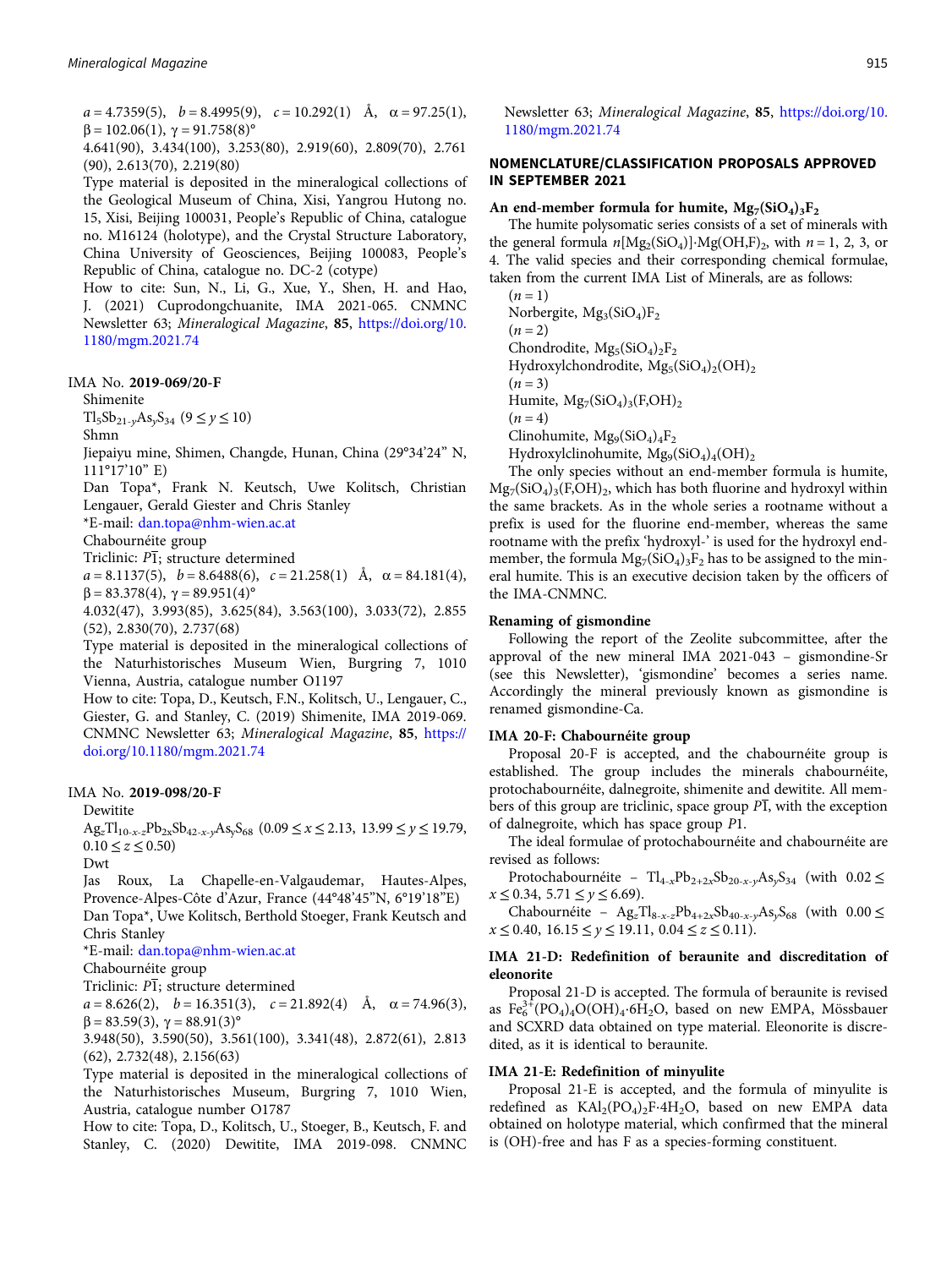$a$ = 4.7359(5), $b$ = 8.4995(9), $c$ = 10.292(1) Å, $\alpha$ = 97.25(1), $\beta$ = 102.06(1), $\gamma$ = 91.758(8)°

4.641(90), 3.434(100), 3.253(80), 2.919(60), 2.809(70), 2.761 (90), 2.613(70), 2.219(80)

Type material is deposited in the mineralogical collections of the Geological Museum of China, Xisi, Yangrou Hutong no. 15, Xisi, Beijing 100031, People's Republic of China, catalogue no. M16124 (holotype), and the Crystal Structure Laboratory, China University of Geosciences, Beijing 100083, People's Republic of China, catalogue no. DC-2 (cotype)

How to cite: Sun, N., Li, G., Xue, Y., Shen, H. and Hao, J. (2021) Cuprodongchuanite, IMA 2021-065. CNMNC Newsletter 63; *Mineralogical Magazine*, **85**, https://doi.org/10.1180/mgm.2021.74

IMA No. **2019-069/20-F**

Shimenite

$Tl_5Sb_{21-y}As_yS_{34}$ ($9 \le y \le 10$)

Shmn

Jiepaiyu mine, Shimen, Changde, Hunan, China (29°34'24" N, 111°17'10" E)

Dan Topa*, Frank N. Keutsch, Uwe Kolitsch, Christian Lengauer, Gerald Giester and Chris Stanley

*E-mail: dan.topa@nhm-wien.ac.at

Chabournéite group

Triclinic: $P\bar{1}$; structure determined

$a$ = 8.1137(5), $b$ = 8.6488(6), $c$ = 21.258(1) Å, $\alpha$ = 84.181(4), $\beta$ = 83.378(4), $\gamma$ = 89.951(4)°

4.032(47), 3.993(85), 3.625(84), 3.563(100), 3.033(72), 2.855 (52), 2.830(70), 2.737(68)

Type material is deposited in the mineralogical collections of the Naturhistorisches Museum Wien, Burgring 7, 1010 Vienna, Austria, catalogue number O1197

How to cite: Topa, D., Keutsch, F.N., Kolitsch, U., Lengauer, C., Giester, G. and Stanley, C. (2019) Shimenite, IMA 2019-069. CNMNC Newsletter 63; *Mineralogical Magazine*, **85**, https://doi.org/10.1180/mgm.2021.74

IMA No. **2019-098/20-F**

Dewitite

$Ag_zTl_{10-x-z}Pb_{2x}Sb_{42-x-y}As_yS_{68}$ ($0.09 \le x \le 2.13$, $13.99 \le y \le 19.79$, $0.10 \le z \le 0.50$)

Dwt

Jas Roux, La Chapelle-en-Valgaudemar, Hautes-Alpes, Provence-Alpes-Côte d'Azur, France (44°48'45"N, 6°19'18"E)

Dan Topa*, Uwe Kolitsch, Berthold Stoeger, Frank Keutsch and Chris Stanley

*E-mail: dan.topa@nhm-wien.ac.at

Chabournéite group

Triclinic: $P\bar{1}$; structure determined

$a$ = 8.626(2), $b$ = 16.351(3), $c$ = 21.892(4) Å, $\alpha$ = 74.96(3), $\beta$ = 83.59(3), $\gamma$ = 88.91(3)°

3.948(50), 3.590(50), 3.561(100), 3.341(48), 2.872(61), 2.813 (62), 2.732(48), 2.156(63)

Type material is deposited in the mineralogical collections of the Naturhistorisches Museum, Burgring 7, 1010 Wien, Austria, catalogue number O1787

How to cite: Topa, D., Kolitsch, U., Stoeger, B., Keutsch, F. and Stanley, C. (2020) Dewitite, IMA 2019-098. CNMNC Newsletter 63; *Mineralogical Magazine*, **85**, https://doi.org/10.1180/mgm.2021.74

## NOMENCLATURE/CLASSIFICATION PROPOSALS APPROVED IN SEPTEMBER 2021

### An end-member formula for humite, $Mg_7(SiO_4)_3F_2$

The humite polysomatic series consists of a set of minerals with the general formula $n[Mg_2(SiO_4)]\cdot Mg(OH,F)_2$, with $n$ = 1, 2, 3, or 4. The valid species and their corresponding chemical formulae, taken from the current IMA List of Minerals, are as follows:

($n$ = 1)
Norbergite, $Mg_3(SiO_4)F_2$
($n$ = 2)
Chondrodite, $Mg_5(SiO_4)_2F_2$
Hydroxylchondrodite, $Mg_5(SiO_4)_2(OH)_2$
($n$ = 3)
Humite, $Mg_7(SiO_4)_3(F,OH)_2$
($n$ = 4)
Clinohumite, $Mg_9(SiO_4)_4F_2$
Hydroxylclinohumite, $Mg_9(SiO_4)_4(OH)_2$

The only species without an end-member formula is humite, $Mg_7(SiO_4)_3(F,OH)_2$, which has both fluorine and hydroxyl within the same brackets. As in the whole series a rootname without a prefix is used for the fluorine end-member, whereas the same rootname with the prefix 'hydroxyl-' is used for the hydroxyl end-member, the formula $Mg_7(SiO_4)_3F_2$ has to be assigned to the mineral humite. This is an executive decision taken by the officers of the IMA-CNMNC.

### Renaming of gismondine

Following the report of the Zeolite subcommittee, after the approval of the new mineral IMA 2021-043 – gismondine-Sr (see this Newsletter), 'gismondine' becomes a series name. Accordingly the mineral previously known as gismondine is renamed gismondine-Ca.

### IMA 20-F: Chabournéite group

Proposal 20-F is accepted, and the chabournéite group is established. The group includes the minerals chabournéite, protochabournéite, dalnegroite, shimenite and dewitite. All members of this group are triclinic, space group $P\bar{1}$, with the exception of dalnegroite, which has space group $P1$.

The ideal formulae of protochabournéite and chabournéite are revised as follows:

Protochabournéite – $Tl_{4-x}Pb_{2+2x}Sb_{20-x-y}As_yS_{34}$ (with $0.02 \le x \le 0.34$, $5.71 \le y \le 6.69$).

Chabournéite – $Ag_zTl_{8-x-z}Pb_{4+2x}Sb_{40-x-y}As_yS_{68}$ (with $0.00 \le x \le 0.40$, $16.15 \le y \le 19.11$, $0.04 \le z \le 0.11$).

### IMA 21-D: Redefinition of beraunite and discreditation of eleonorite

Proposal 21-D is accepted. The formula of beraunite is revised as $Fe^{3+}_6(PO_4)_4O(OH)_4\cdot 6H_2O$, based on new EMPA, Mössbauer and SCXRD data obtained on type material. Eleonorite is discredited, as it is identical to beraunite.

### IMA 21-E: Redefinition of minyulite

Proposal 21-E is accepted, and the formula of minyulite is redefined as $KAl_2(PO_4)_2F\cdot 4H_2O$, based on new EMPA data obtained on holotype material, which confirmed that the mineral is (OH)-free and has F as a species-forming constituent.